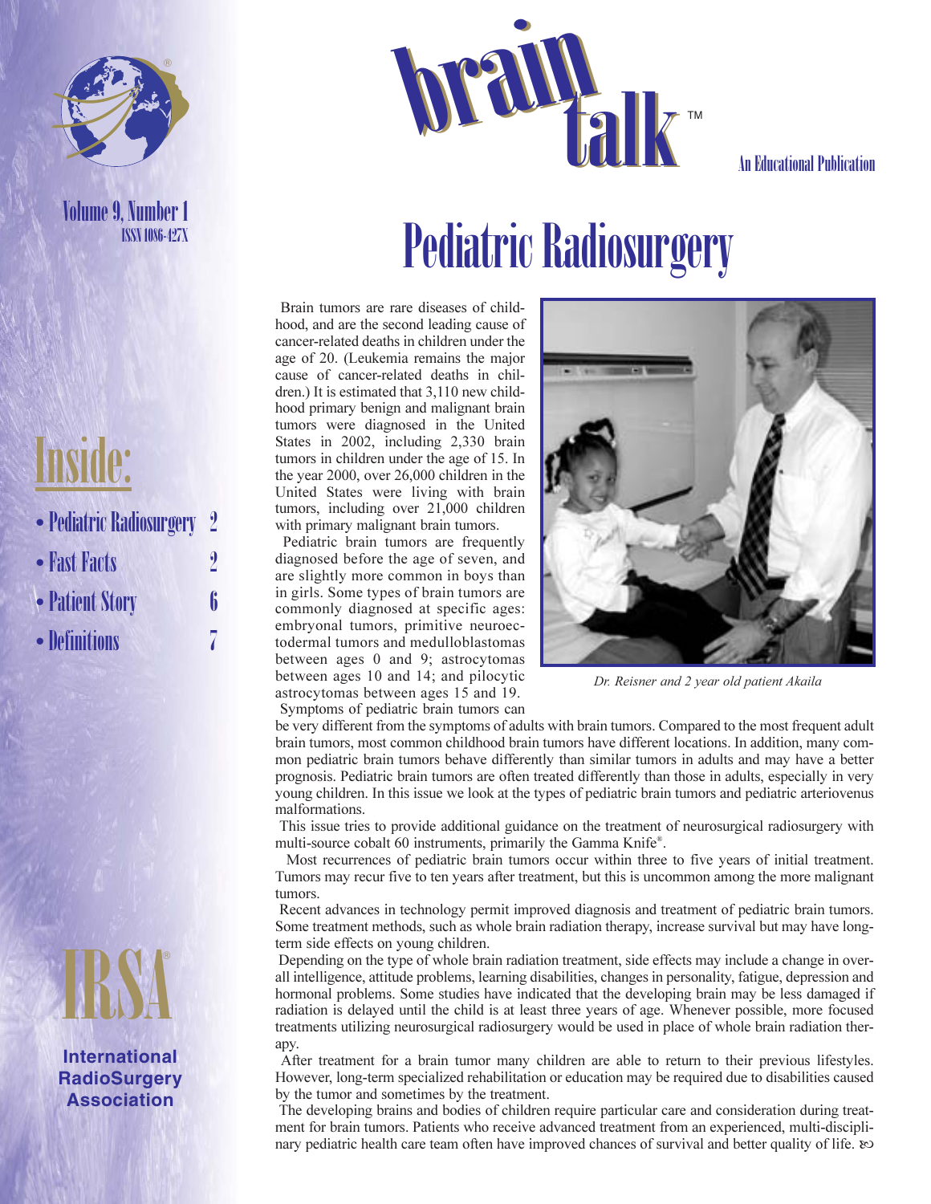# brain talk™

An Educational Publication

Volume 9, Number 1
ISSN 1086-427X

## Inside:

- Pediatric Radiosurgery 2
- Fast Facts 2
- Patient Story 6
- Definitions 7

IRSA®

International RadioSurgery Association

# Pediatric Radiosurgery

Brain tumors are rare diseases of childhood, and are the second leading cause of cancer-related deaths in children under the age of 20. (Leukemia remains the major cause of cancer-related deaths in children.) It is estimated that 3,110 new childhood primary benign and malignant brain tumors were diagnosed in the United States in 2002, including 2,330 brain tumors in children under the age of 15. In the year 2000, over 26,000 children in the United States were living with brain tumors, including over 21,000 children with primary malignant brain tumors.

Pediatric brain tumors are frequently diagnosed before the age of seven, and are slightly more common in boys than in girls. Some types of brain tumors are commonly diagnosed at specific ages: embryonal tumors, primitive neuroectodermal tumors and medulloblastomas between ages 0 and 9; astrocytomas between ages 10 and 14; and pilocytic astrocytomas between ages 15 and 19.

*Dr. Reisner and 2 year old patient Akaila*

Symptoms of pediatric brain tumors can be very different from the symptoms of adults with brain tumors. Compared to the most frequent adult brain tumors, most common childhood brain tumors have different locations. In addition, many common pediatric brain tumors behave differently than similar tumors in adults and may have a better prognosis. Pediatric brain tumors are often treated differently than those in adults, especially in very young children. In this issue we look at the types of pediatric brain tumors and pediatric arteriovenus malformations.

This issue tries to provide additional guidance on the treatment of neurosurgical radiosurgery with multi-source cobalt 60 instruments, primarily the Gamma Knife®.

Most recurrences of pediatric brain tumors occur within three to five years of initial treatment. Tumors may recur five to ten years after treatment, but this is uncommon among the more malignant tumors.

Recent advances in technology permit improved diagnosis and treatment of pediatric brain tumors. Some treatment methods, such as whole brain radiation therapy, increase survival but may have long-term side effects on young children.

Depending on the type of whole brain radiation treatment, side effects may include a change in overall intelligence, attitude problems, learning disabilities, changes in personality, fatigue, depression and hormonal problems. Some studies have indicated that the developing brain may be less damaged if radiation is delayed until the child is at least three years of age. Whenever possible, more focused treatments utilizing neurosurgical radiosurgery would be used in place of whole brain radiation therapy.

After treatment for a brain tumor many children are able to return to their previous lifestyles. However, long-term specialized rehabilitation or education may be required due to disabilities caused by the tumor and sometimes by the treatment.

The developing brains and bodies of children require particular care and consideration during treatment for brain tumors. Patients who receive advanced treatment from an experienced, multi-disciplinary pediatric health care team often have improved chances of survival and better quality of life.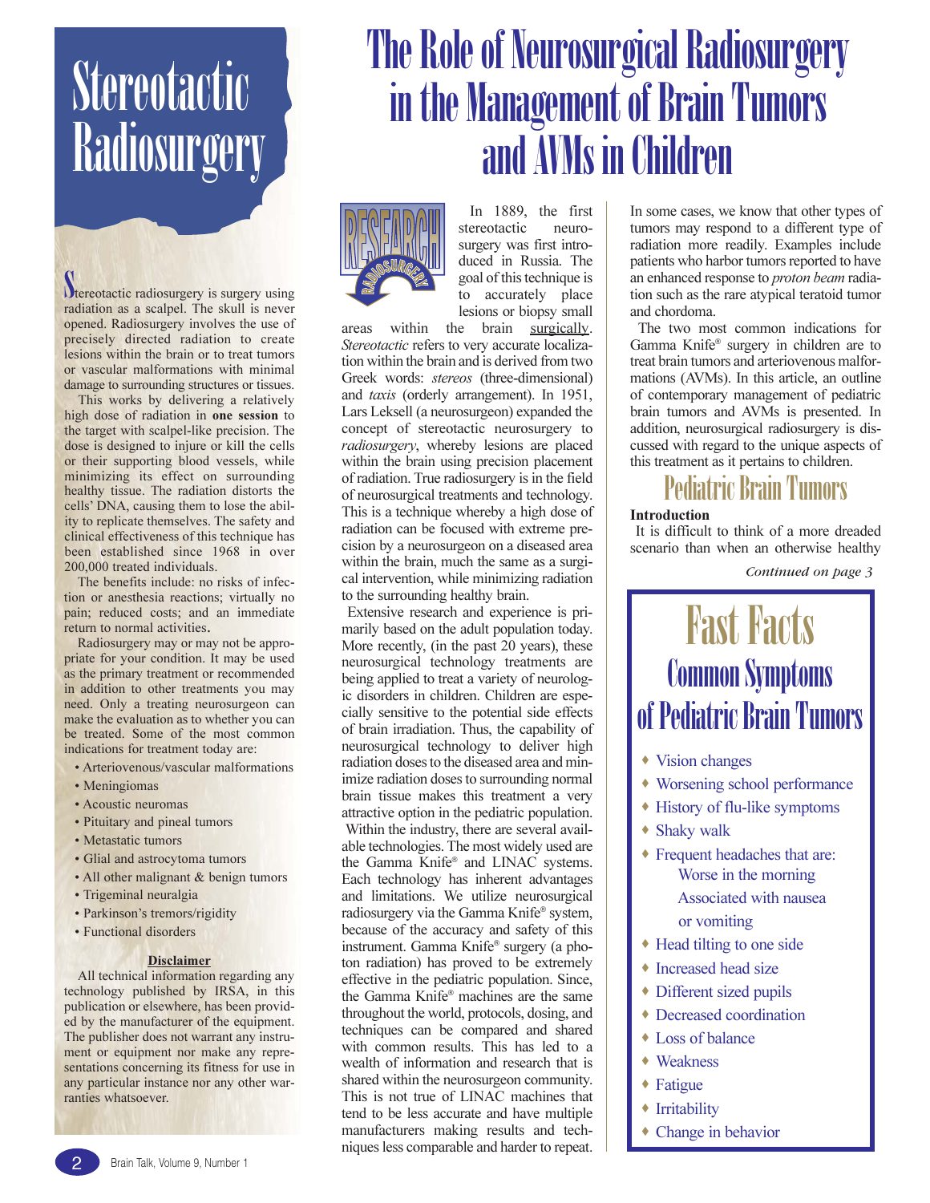// Multi-column layout: read the left sidebar first, then the main article, then the Fast Facts box.

# Stereotactic Radiosurgery

Stereotactic radiosurgery is surgery using radiation as a scalpel. The skull is never opened. Radiosurgery involves the use of precisely directed radiation to create lesions within the brain or to treat tumors or vascular malformations with minimal damage to surrounding structures or tissues.

This works by delivering a relatively high dose of radiation in **one session** to the target with scalpel-like precision. The dose is designed to injure or kill the cells or their supporting blood vessels, while minimizing its effect on surrounding healthy tissue. The radiation distorts the cells' DNA, causing them to lose the ability to replicate themselves. The safety and clinical effectiveness of this technique has been established since 1968 in over 200,000 treated individuals.

The benefits include: no risks of infection or anesthesia reactions; virtually no pain; reduced costs; and an immediate return to normal activities.

Radiosurgery may or may not be appropriate for your condition. It may be used as the primary treatment or recommended in addition to other treatments you may need. Only a treating neurosurgeon can make the evaluation as to whether you can be treated. Some of the most common indications for treatment today are:

- Arteriovenous/vascular malformations
- Meningiomas
- Acoustic neuromas
- Pituitary and pineal tumors
- Metastatic tumors
- Glial and astrocytoma tumors
- All other malignant & benign tumors
- Trigeminal neuralgia
- Parkinson's tremors/rigidity
- Functional disorders

**Disclaimer**

All technical information regarding any technology published by IRSA, in this publication or elsewhere, has been provided by the manufacturer of the equipment. The publisher does not warrant any instrument or equipment nor make any representations concerning its fitness for use in any particular instance nor any other warranties whatsoever.

# The Role of Neurosurgical Radiosurgery in the Management of Brain Tumors and AVMs in Children

RESEARCH RADIOSURGERY

In 1889, the first stereotactic neurosurgery was first introduced in Russia. The goal of this technique is to accurately place lesions or biopsy small areas within the brain surgically. *Stereotactic* refers to very accurate localization within the brain and is derived from two Greek words: *stereos* (three-dimensional) and *taxis* (orderly arrangement). In 1951, Lars Leksell (a neurosurgeon) expanded the concept of stereotactic neurosurgery to *radiosurgery*, whereby lesions are placed within the brain using precision placement of radiation. True radiosurgery is in the field of neurosurgical treatments and technology. This is a technique whereby a high dose of radiation can be focused with extreme precision by a neurosurgeon on a diseased area within the brain, much the same as a surgical intervention, while minimizing radiation to the surrounding healthy brain.

Extensive research and experience is primarily based on the adult population today. More recently, (in the past 20 years), these neurosurgical technology treatments are being applied to treat a variety of neurologic disorders in children. Children are especially sensitive to the potential side effects of brain irradiation. Thus, the capability of neurosurgical technology to deliver high radiation doses to the diseased area and minimize radiation doses to surrounding normal brain tissue makes this treatment a very attractive option in the pediatric population.

Within the industry, there are several available technologies. The most widely used are the Gamma Knife® and LINAC systems. Each technology has inherent advantages and limitations. We utilize neurosurgical radiosurgery via the Gamma Knife® system, because of the accuracy and safety of this instrument. Gamma Knife® surgery (a photon radiation) has proved to be extremely effective in the pediatric population. Since, the Gamma Knife® machines are the same throughout the world, protocols, dosing, and techniques can be compared and shared with common results. This has led to a wealth of information and research that is shared within the neurosurgeon community. This is not true of LINAC machines that tend to be less accurate and have multiple manufacturers making results and techniques less comparable and harder to repeat.

In some cases, we know that other types of tumors may respond to a different type of radiation more readily. Examples include patients who harbor tumors reported to have an enhanced response to *proton beam* radiation such as the rare atypical teratoid tumor and chordoma.

The two most common indications for Gamma Knife® surgery in children are to treat brain tumors and arteriovenous malformations (AVMs). In this article, an outline of contemporary management of pediatric brain tumors and AVMs is presented. In addition, neurosurgical radiosurgery is discussed with regard to the unique aspects of this treatment as it pertains to children.

## Pediatric Brain Tumors

**Introduction**

It is difficult to think of a more dreaded scenario than when an otherwise healthy

*Continued on page 3*

## Fast Facts

### Common Symptoms of Pediatric Brain Tumors

- Vision changes
- Worsening school performance
- History of flu-like symptoms
- Shaky walk
- Frequent headaches that are:
  - Worse in the morning
  - Associated with nausea or vomiting
- Head tilting to one side
- Increased head size
- Different sized pupils
- Decreased coordination
- Loss of balance
- Weakness
- Fatigue
- Irritability
- Change in behavior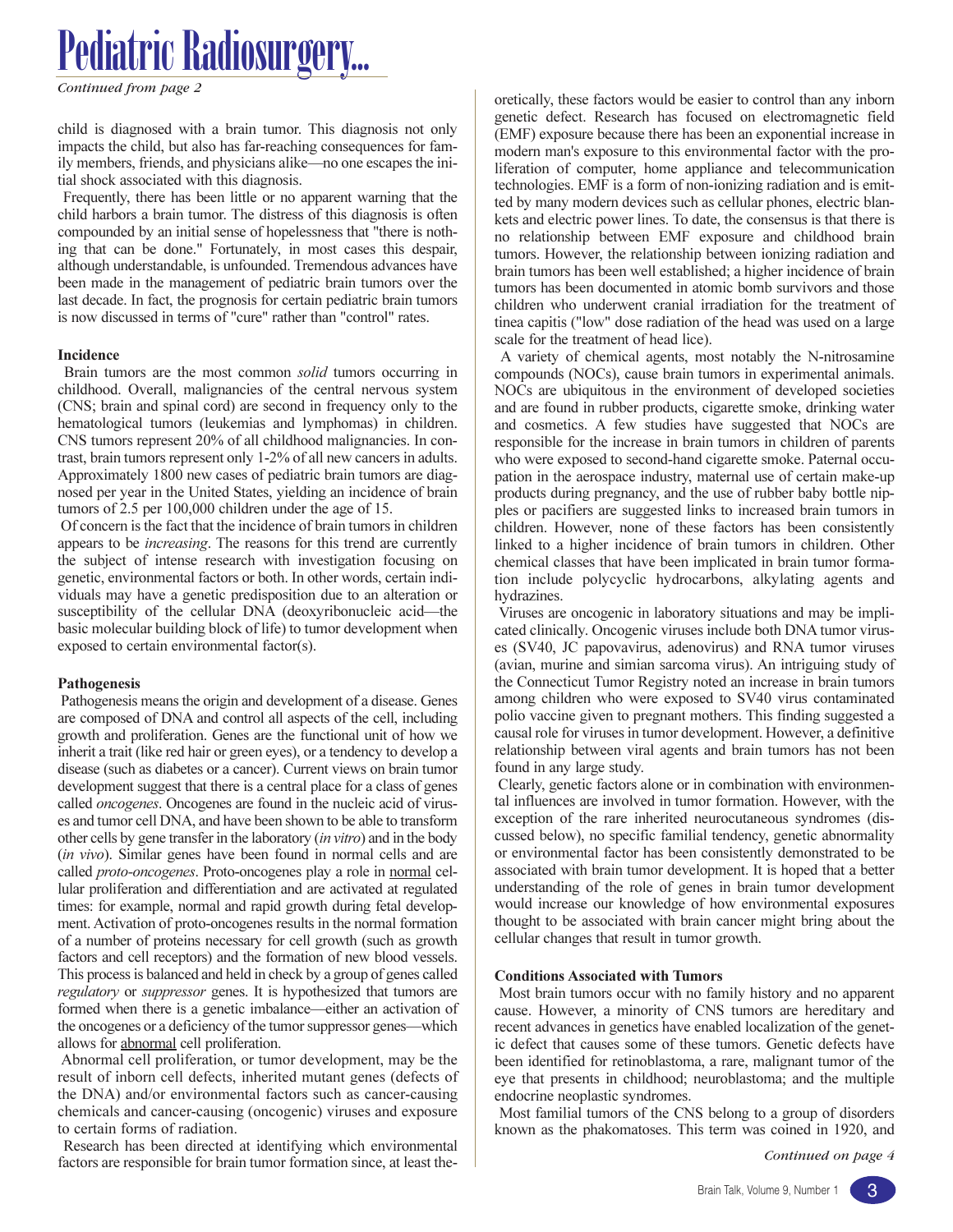# Pediatric Radiosurgery...

*Continued from page 2*

child is diagnosed with a brain tumor. This diagnosis not only impacts the child, but also has far-reaching consequences for family members, friends, and physicians alike—no one escapes the initial shock associated with this diagnosis.

Frequently, there has been little or no apparent warning that the child harbors a brain tumor. The distress of this diagnosis is often compounded by an initial sense of hopelessness that "there is nothing that can be done." Fortunately, in most cases this despair, although understandable, is unfounded. Tremendous advances have been made in the management of pediatric brain tumors over the last decade. In fact, the prognosis for certain pediatric brain tumors is now discussed in terms of "cure" rather than "control" rates.

**Incidence**

Brain tumors are the most common *solid* tumors occurring in childhood. Overall, malignancies of the central nervous system (CNS; brain and spinal cord) are second in frequency only to the hematological tumors (leukemias and lymphomas) in children. CNS tumors represent 20% of all childhood malignancies. In contrast, brain tumors represent only 1-2% of all new cancers in adults. Approximately 1800 new cases of pediatric brain tumors are diagnosed per year in the United States, yielding an incidence of brain tumors of 2.5 per 100,000 children under the age of 15.

Of concern is the fact that the incidence of brain tumors in children appears to be *increasing*. The reasons for this trend are currently the subject of intense research with investigation focusing on genetic, environmental factors or both. In other words, certain individuals may have a genetic predisposition due to an alteration or susceptibility of the cellular DNA (deoxyribonucleic acid—the basic molecular building block of life) to tumor development when exposed to certain environmental factor(s).

**Pathogenesis**

Pathogenesis means the origin and development of a disease. Genes are composed of DNA and control all aspects of the cell, including growth and proliferation. Genes are the functional unit of how we inherit a trait (like red hair or green eyes), or a tendency to develop a disease (such as diabetes or a cancer). Current views on brain tumor development suggest that there is a central place for a class of genes called *oncogenes*. Oncogenes are found in the nucleic acid of viruses and tumor cell DNA, and have been shown to be able to transform other cells by gene transfer in the laboratory (*in vitro*) and in the body (*in vivo*). Similar genes have been found in normal cells and are called *proto-oncogenes*. Proto-oncogenes play a role in normal cellular proliferation and differentiation and are activated at regulated times: for example, normal and rapid growth during fetal development. Activation of proto-oncogenes results in the normal formation of a number of proteins necessary for cell growth (such as growth factors and cell receptors) and the formation of new blood vessels. This process is balanced and held in check by a group of genes called *regulatory* or *suppressor* genes. It is hypothesized that tumors are formed when there is a genetic imbalance—either an activation of the oncogenes or a deficiency of the tumor suppressor genes—which allows for abnormal cell proliferation.

Abnormal cell proliferation, or tumor development, may be the result of inborn cell defects, inherited mutant genes (defects of the DNA) and/or environmental factors such as cancer-causing chemicals and cancer-causing (oncogenic) viruses and exposure to certain forms of radiation.

Research has been directed at identifying which environmental factors are responsible for brain tumor formation since, at least theoretically, these factors would be easier to control than any inborn genetic defect. Research has focused on electromagnetic field (EMF) exposure because there has been an exponential increase in modern man's exposure to this environmental factor with the proliferation of computer, home appliance and telecommunication technologies. EMF is a form of non-ionizing radiation and is emitted by many modern devices such as cellular phones, electric blankets and electric power lines. To date, the consensus is that there is no relationship between EMF exposure and childhood brain tumors. However, the relationship between ionizing radiation and brain tumors has been well established; a higher incidence of brain tumors has been documented in atomic bomb survivors and those children who underwent cranial irradiation for the treatment of tinea capitis ("low" dose radiation of the head was used on a large scale for the treatment of head lice).

A variety of chemical agents, most notably the N-nitrosamine compounds (NOCs), cause brain tumors in experimental animals. NOCs are ubiquitous in the environment of developed societies and are found in rubber products, cigarette smoke, drinking water and cosmetics. A few studies have suggested that NOCs are responsible for the increase in brain tumors in children of parents who were exposed to second-hand cigarette smoke. Paternal occupation in the aerospace industry, maternal use of certain make-up products during pregnancy, and the use of rubber baby bottle nipples or pacifiers are suggested links to increased brain tumors in children. However, none of these factors has been consistently linked to a higher incidence of brain tumors in children. Other chemical classes that have been implicated in brain tumor formation include polycyclic hydrocarbons, alkylating agents and hydrazines.

Viruses are oncogenic in laboratory situations and may be implicated clinically. Oncogenic viruses include both DNA tumor viruses (SV40, JC papovavirus, adenovirus) and RNA tumor viruses (avian, murine and simian sarcoma virus). An intriguing study of the Connecticut Tumor Registry noted an increase in brain tumors among children who were exposed to SV40 virus contaminated polio vaccine given to pregnant mothers. This finding suggested a causal role for viruses in tumor development. However, a definitive relationship between viral agents and brain tumors has not been found in any large study.

Clearly, genetic factors alone or in combination with environmental influences are involved in tumor formation. However, with the exception of the rare inherited neurocutaneous syndromes (discussed below), no specific familial tendency, genetic abnormality or environmental factor has been consistently demonstrated to be associated with brain tumor development. It is hoped that a better understanding of the role of genes in brain tumor development would increase our knowledge of how environmental exposures thought to be associated with brain cancer might bring about the cellular changes that result in tumor growth.

**Conditions Associated with Tumors**

Most brain tumors occur with no family history and no apparent cause. However, a minority of CNS tumors are hereditary and recent advances in genetics have enabled localization of the genetic defect that causes some of these tumors. Genetic defects have been identified for retinoblastoma, a rare, malignant tumor of the eye that presents in childhood; neuroblastoma; and the multiple endocrine neoplastic syndromes.

Most familial tumors of the CNS belong to a group of disorders known as the phakomatoses. This term was coined in 1920, and

*Continued on page 4*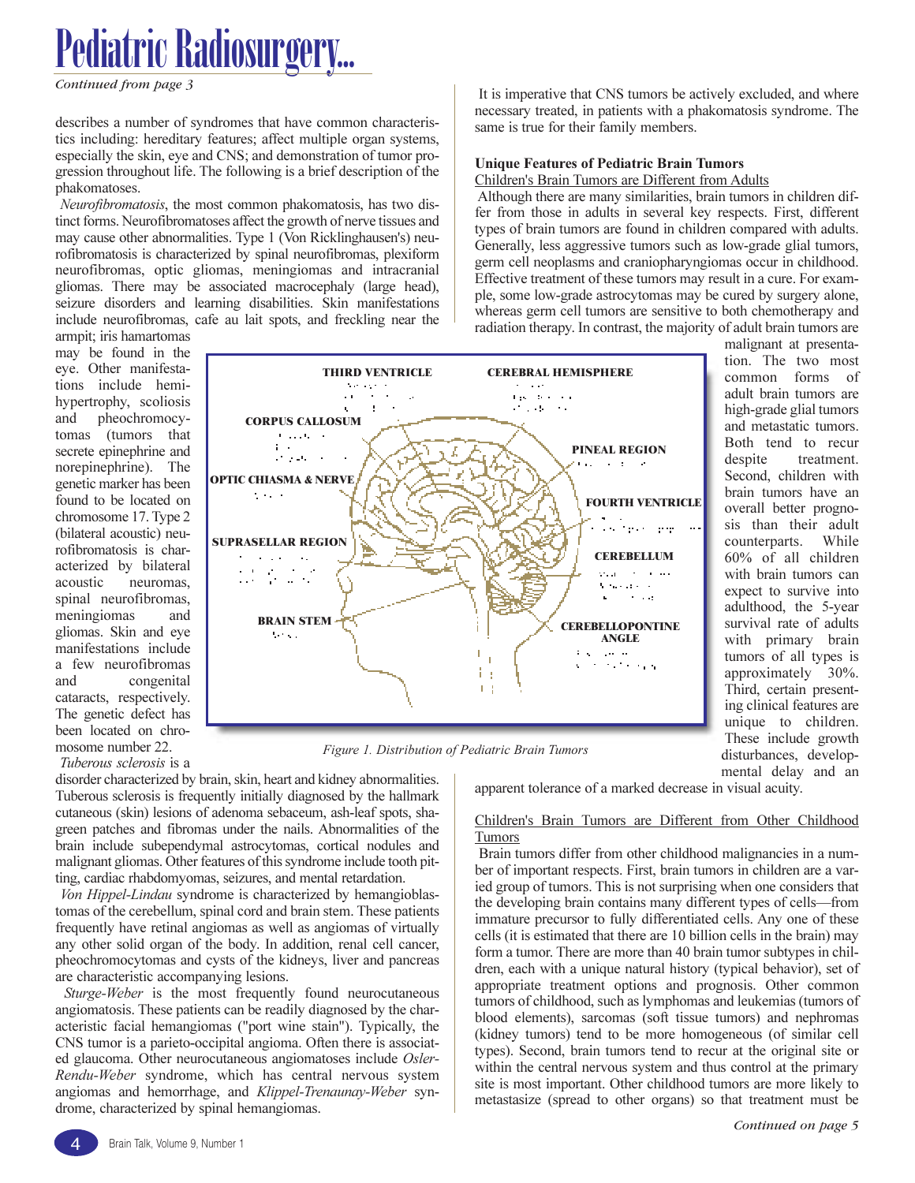# Pediatric Radiosurgery...

*Continued from page 3*

describes a number of syndromes that have common characteristics including: hereditary features; affect multiple organ systems, especially the skin, eye and CNS; and demonstration of tumor progression throughout life. The following is a brief description of the phakomatoses.

*Neurofibromatosis*, the most common phakomatosis, has two distinct forms. Neurofibromatoses affect the growth of nerve tissues and may cause other abnormalities. Type 1 (Von Ricklinghausen's) neurofibromatosis is characterized by spinal neurofibromas, plexiform neurofibromas, optic gliomas, meningiomas and intracranial gliomas. There may be associated macrocephaly (large head), seizure disorders and learning disabilities. Skin manifestations include neurofibromas, cafe au lait spots, and freckling near the armpit; iris hamartomas may be found in the eye. Other manifestations include hemi-hypertrophy, scoliosis and pheochromocytomas (tumors that secrete epinephrine and norepinephrine). The genetic marker has been found to be located on chromosome 17. Type 2 (bilateral acoustic) neurofibromatosis is characterized by bilateral acoustic neuromas, spinal neurofibromas, meningiomas and gliomas. Skin and eye manifestations include a few neurofibromas and congenital cataracts, respectively. The genetic defect has been located on chromosome number 22.

*Tuberous sclerosis* is a disorder characterized by brain, skin, heart and kidney abnormalities. Tuberous sclerosis is frequently initially diagnosed by the hallmark cutaneous (skin) lesions of adenoma sebaceum, ash-leaf spots, shagreen patches and fibromas under the nails. Abnormalities of the brain include subependymal astrocytomas, cortical nodules and malignant gliomas. Other features of this syndrome include tooth pitting, cardiac rhabdomyomas, seizures, and mental retardation.

*Von Hippel-Lindau* syndrome is characterized by hemangioblastomas of the cerebellum, spinal cord and brain stem. These patients frequently have retinal angiomas as well as angiomas of virtually any other solid organ of the body. In addition, renal cell cancer, pheochromocytomas and cysts of the kidneys, liver and pancreas are characteristic accompanying lesions.

*Sturge-Weber* is the most frequently found neurocutaneous angiomatosis. These patients can be readily diagnosed by the characteristic facial hemangiomas ("port wine stain"). Typically, the CNS tumor is a parieto-occipital angioma. Often there is associated glaucoma. Other neurocutaneous angiomatoses include *Osler-Rendu-Weber* syndrome, which has central nervous system angiomas and hemorrhage, and *Klippel-Trenaunay-Weber* syndrome, characterized by spinal hemangiomas.

It is imperative that CNS tumors be actively excluded, and where necessary treated, in patients with a phakomatosis syndrome. The same is true for their family members.

### Unique Features of Pediatric Brain Tumors

Children's Brain Tumors are Different from Adults

Although there are many similarities, brain tumors in children differ from those in adults in several key respects. First, different types of brain tumors are found in children compared with adults. Generally, less aggressive tumors such as low-grade glial tumors, germ cell neoplasms and craniopharyngiomas occur in childhood. Effective treatment of these tumors may result in a cure. For example, some low-grade astrocytomas may be cured by surgery alone, whereas germ cell tumors are sensitive to both chemotherapy and radiation therapy. In contrast, the majority of adult brain tumors are malignant at presentation. The two most common forms of adult brain tumors are high-grade glial tumors and metastatic tumors. Both tend to recur despite treatment. Second, children with brain tumors have an overall better prognosis than their adult counterparts. While 60% of all children with brain tumors can expect to survive into adulthood, the 5-year survival rate of adults with primary brain tumors of all types is approximately 30%. Third, certain presenting clinical features are unique to children. These include growth disturbances, developmental delay and an apparent tolerance of a marked decrease in visual acuity.

THIRD VENTRICLE · CEREBRAL HEMISPHERE · CORPUS CALLOSUM · PINEAL REGION · OPTIC CHIASMA & NERVE · FOURTH VENTRICLE · SUPRASELLAR REGION · CEREBELLUM · BRAIN STEM · CEREBELLOPONTINE ANGLE

*Figure 1. Distribution of Pediatric Brain Tumors*

Children's Brain Tumors are Different from Other Childhood Tumors

Brain tumors differ from other childhood malignancies in a number of important respects. First, brain tumors in children are a varied group of tumors. This is not surprising when one considers that the developing brain contains many different types of cells—from immature precursor to fully differentiated cells. Any one of these cells (it is estimated that there are 10 billion cells in the brain) may form a tumor. There are more than 40 brain tumor subtypes in children, each with a unique natural history (typical behavior), set of appropriate treatment options and prognosis. Other common tumors of childhood, such as lymphomas and leukemias (tumors of blood elements), sarcomas (soft tissue tumors) and nephromas (kidney tumors) tend to be more homogeneous (of similar cell types). Second, brain tumors tend to recur at the original site or within the central nervous system and thus control at the primary site is most important. Other childhood tumors are more likely to metastasize (spread to other organs) so that treatment must be

*Continued on page 5*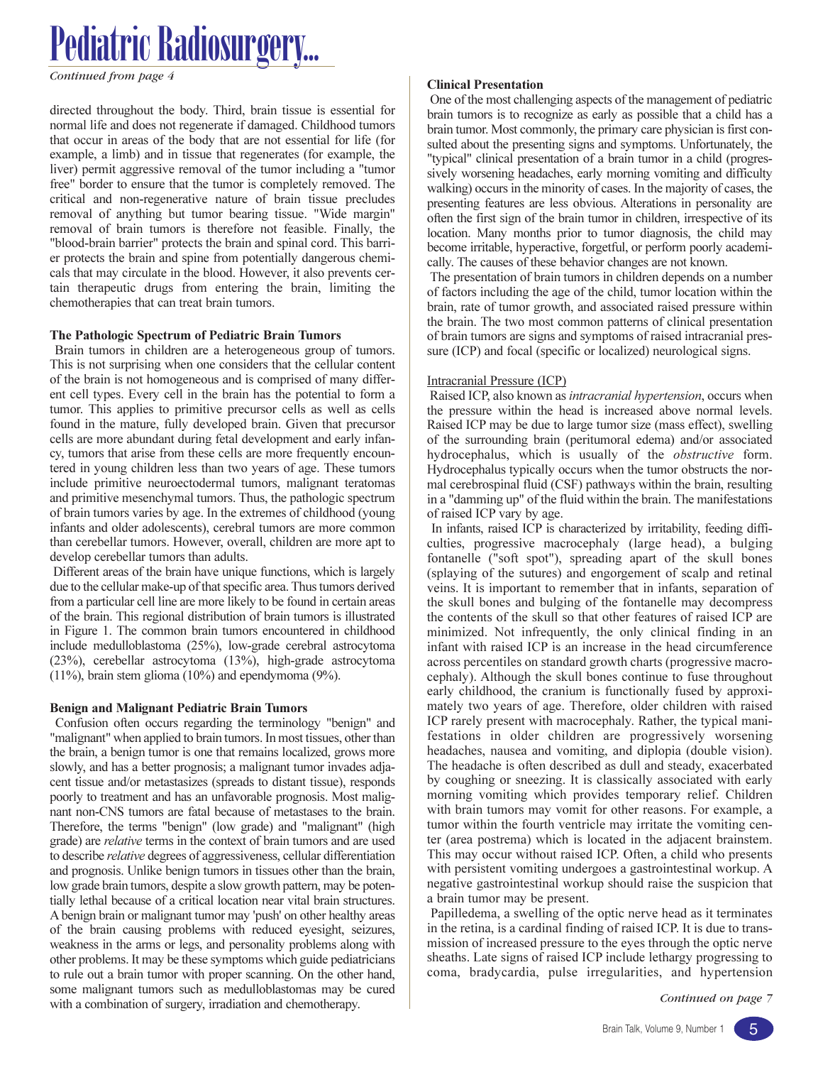# Pediatric Radiosurgery...

*Continued from page 4*

directed throughout the body. Third, brain tissue is essential for normal life and does not regenerate if damaged. Childhood tumors that occur in areas of the body that are not essential for life (for example, a limb) and in tissue that regenerates (for example, the liver) permit aggressive removal of the tumor including a "tumor free" border to ensure that the tumor is completely removed. The critical and non-regenerative nature of brain tissue precludes removal of anything but tumor bearing tissue. "Wide margin" removal of brain tumors is therefore not feasible. Finally, the "blood-brain barrier" protects the brain and spinal cord. This barrier protects the brain and spine from potentially dangerous chemicals that may circulate in the blood. However, it also prevents certain therapeutic drugs from entering the brain, limiting the chemotherapies that can treat brain tumors.

**The Pathologic Spectrum of Pediatric Brain Tumors**

Brain tumors in children are a heterogeneous group of tumors. This is not surprising when one considers that the cellular content of the brain is not homogeneous and is comprised of many different cell types. Every cell in the brain has the potential to form a tumor. This applies to primitive precursor cells as well as cells found in the mature, fully developed brain. Given that precursor cells are more abundant during fetal development and early infancy, tumors that arise from these cells are more frequently encountered in young children less than two years of age. These tumors include primitive neuroectodermal tumors, malignant teratomas and primitive mesenchymal tumors. Thus, the pathologic spectrum of brain tumors varies by age. In the extremes of childhood (young infants and older adolescents), cerebral tumors are more common than cerebellar tumors. However, overall, children are more apt to develop cerebellar tumors than adults.

Different areas of the brain have unique functions, which is largely due to the cellular make-up of that specific area. Thus tumors derived from a particular cell line are more likely to be found in certain areas of the brain. This regional distribution of brain tumors is illustrated in Figure 1. The common brain tumors encountered in childhood include medulloblastoma (25%), low-grade cerebral astrocytoma (23%), cerebellar astrocytoma (13%), high-grade astrocytoma (11%), brain stem glioma (10%) and ependymoma (9%).

**Benign and Malignant Pediatric Brain Tumors**

Confusion often occurs regarding the terminology "benign" and "malignant" when applied to brain tumors. In most tissues, other than the brain, a benign tumor is one that remains localized, grows more slowly, and has a better prognosis; a malignant tumor invades adjacent tissue and/or metastasizes (spreads to distant tissue), responds poorly to treatment and has an unfavorable prognosis. Most malignant non-CNS tumors are fatal because of metastases to the brain. Therefore, the terms "benign" (low grade) and "malignant" (high grade) are *relative* terms in the context of brain tumors and are used to describe *relative* degrees of aggressiveness, cellular differentiation and prognosis. Unlike benign tumors in tissues other than the brain, low grade brain tumors, despite a slow growth pattern, may be potentially lethal because of a critical location near vital brain structures. A benign brain or malignant tumor may 'push' on other healthy areas of the brain causing problems with reduced eyesight, seizures, weakness in the arms or legs, and personality problems along with other problems. It may be these symptoms which guide pediatricians to rule out a brain tumor with proper scanning. On the other hand, some malignant tumors such as medulloblastomas may be cured with a combination of surgery, irradiation and chemotherapy.

**Clinical Presentation**

One of the most challenging aspects of the management of pediatric brain tumors is to recognize as early as possible that a child has a brain tumor. Most commonly, the primary care physician is first consulted about the presenting signs and symptoms. Unfortunately, the "typical" clinical presentation of a brain tumor in a child (progressively worsening headaches, early morning vomiting and difficulty walking) occurs in the minority of cases. In the majority of cases, the presenting features are less obvious. Alterations in personality are often the first sign of the brain tumor in children, irrespective of its location. Many months prior to tumor diagnosis, the child may become irritable, hyperactive, forgetful, or perform poorly academically. The causes of these behavior changes are not known.

The presentation of brain tumors in children depends on a number of factors including the age of the child, tumor location within the brain, rate of tumor growth, and associated raised pressure within the brain. The two most common patterns of clinical presentation of brain tumors are signs and symptoms of raised intracranial pressure (ICP) and focal (specific or localized) neurological signs.

Intracranial Pressure (ICP)

Raised ICP, also known as *intracranial hypertension*, occurs when the pressure within the head is increased above normal levels. Raised ICP may be due to large tumor size (mass effect), swelling of the surrounding brain (peritumoral edema) and/or associated hydrocephalus, which is usually of the *obstructive* form. Hydrocephalus typically occurs when the tumor obstructs the normal cerebrospinal fluid (CSF) pathways within the brain, resulting in a "damming up" of the fluid within the brain. The manifestations of raised ICP vary by age.

In infants, raised ICP is characterized by irritability, feeding difficulties, progressive macrocephaly (large head), a bulging fontanelle ("soft spot"), spreading apart of the skull bones (splaying of the sutures) and engorgement of scalp and retinal veins. It is important to remember that in infants, separation of the skull bones and bulging of the fontanelle may decompress the contents of the skull so that other features of raised ICP are minimized. Not infrequently, the only clinical finding in an infant with raised ICP is an increase in the head circumference across percentiles on standard growth charts (progressive macrocephaly). Although the skull bones continue to fuse throughout early childhood, the cranium is functionally fused by approximately two years of age. Therefore, older children with raised ICP rarely present with macrocephaly. Rather, the typical manifestations in older children are progressively worsening headaches, nausea and vomiting, and diplopia (double vision). The headache is often described as dull and steady, exacerbated by coughing or sneezing. It is classically associated with early morning vomiting which provides temporary relief. Children with brain tumors may vomit for other reasons. For example, a tumor within the fourth ventricle may irritate the vomiting center (area postrema) which is located in the adjacent brainstem. This may occur without raised ICP. Often, a child who presents with persistent vomiting undergoes a gastrointestinal workup. A negative gastrointestinal workup should raise the suspicion that a brain tumor may be present.

Papilledema, a swelling of the optic nerve head as it terminates in the retina, is a cardinal finding of raised ICP. It is due to transmission of increased pressure to the eyes through the optic nerve sheaths. Late signs of raised ICP include lethargy progressing to coma, bradycardia, pulse irregularities, and hypertension

*Continued on page 7*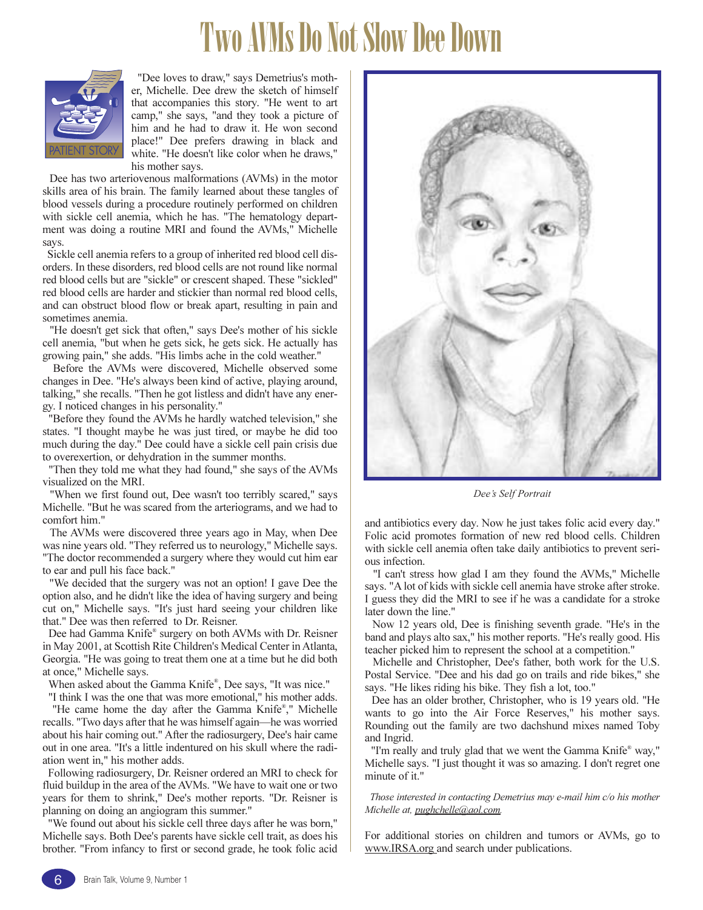# Two AVMs Do Not Slow Dee Down

PATIENT STORY

"Dee loves to draw," says Demetrius's mother, Michelle. Dee drew the sketch of himself that accompanies this story. "He went to art camp," she says, "and they took a picture of him and he had to draw it. He won second place!" Dee prefers drawing in black and white. "He doesn't like color when he draws," his mother says.

Dee has two arteriovenous malformations (AVMs) in the motor skills area of his brain. The family learned about these tangles of blood vessels during a procedure routinely performed on children with sickle cell anemia, which he has. "The hematology department was doing a routine MRI and found the AVMs," Michelle says.

Sickle cell anemia refers to a group of inherited red blood cell disorders. In these disorders, red blood cells are not round like normal red blood cells but are "sickle" or crescent shaped. These "sickled" red blood cells are harder and stickier than normal red blood cells, and can obstruct blood flow or break apart, resulting in pain and sometimes anemia.

"He doesn't get sick that often," says Dee's mother of his sickle cell anemia, "but when he gets sick, he gets sick. He actually has growing pain," she adds. "His limbs ache in the cold weather."

Before the AVMs were discovered, Michelle observed some changes in Dee. "He's always been kind of active, playing around, talking," she recalls. "Then he got listless and didn't have any energy. I noticed changes in his personality."

"Before they found the AVMs he hardly watched television," she states. "I thought maybe he was just tired, or maybe he did too much during the day." Dee could have a sickle cell pain crisis due to overexertion, or dehydration in the summer months.

"Then they told me what they had found," she says of the AVMs visualized on the MRI.

"When we first found out, Dee wasn't too terribly scared," says Michelle. "But he was scared from the arteriograms, and we had to comfort him."

The AVMs were discovered three years ago in May, when Dee was nine years old. "They referred us to neurology," Michelle says. "The doctor recommended a surgery where they would cut him ear to ear and pull his face back."

"We decided that the surgery was not an option! I gave Dee the option also, and he didn't like the idea of having surgery and being cut on," Michelle says. "It's just hard seeing your children like that." Dee was then referred to Dr. Reisner.

Dee had Gamma Knife® surgery on both AVMs with Dr. Reisner in May 2001, at Scottish Rite Children's Medical Center in Atlanta, Georgia. "He was going to treat them one at a time but he did both at once," Michelle says.

When asked about the Gamma Knife®, Dee says, "It was nice."

"I think I was the one that was more emotional," his mother adds.

"He came home the day after the Gamma Knife®," Michelle recalls. "Two days after that he was himself again—he was worried about his hair coming out." After the radiosurgery, Dee's hair came out in one area. "It's a little indentured on his skull where the radiation went in," his mother adds.

Following radiosurgery, Dr. Reisner ordered an MRI to check for fluid buildup in the area of the AVMs. "We have to wait one or two years for them to shrink," Dee's mother reports. "Dr. Reisner is planning on doing an angiogram this summer."

"We found out about his sickle cell three days after he was born," Michelle says. Both Dee's parents have sickle cell trait, as does his brother. "From infancy to first or second grade, he took folic acid and antibiotics every day. Now he just takes folic acid every day." Folic acid promotes formation of new red blood cells. Children with sickle cell anemia often take daily antibiotics to prevent serious infection.

*Dee's Self Portrait*

"I can't stress how glad I am they found the AVMs," Michelle says. "A lot of kids with sickle cell anemia have stroke after stroke. I guess they did the MRI to see if he was a candidate for a stroke later down the line."

Now 12 years old, Dee is finishing seventh grade. "He's in the band and plays alto sax," his mother reports. "He's really good. His teacher picked him to represent the school at a competition."

Michelle and Christopher, Dee's father, both work for the U.S. Postal Service. "Dee and his dad go on trails and ride bikes," she says. "He likes riding his bike. They fish a lot, too."

Dee has an older brother, Christopher, who is 19 years old. "He wants to go into the Air Force Reserves," his mother says. Rounding out the family are two dachshund mixes named Toby and Ingrid.

"I'm really and truly glad that we went the Gamma Knife® way," Michelle says. "I just thought it was so amazing. I don't regret one minute of it."

*Those interested in contacting Demetrius may e-mail him c/o his mother Michelle at, pughchelle@aol.com.*

For additional stories on children and tumors or AVMs, go to www.IRSA.org and search under publications.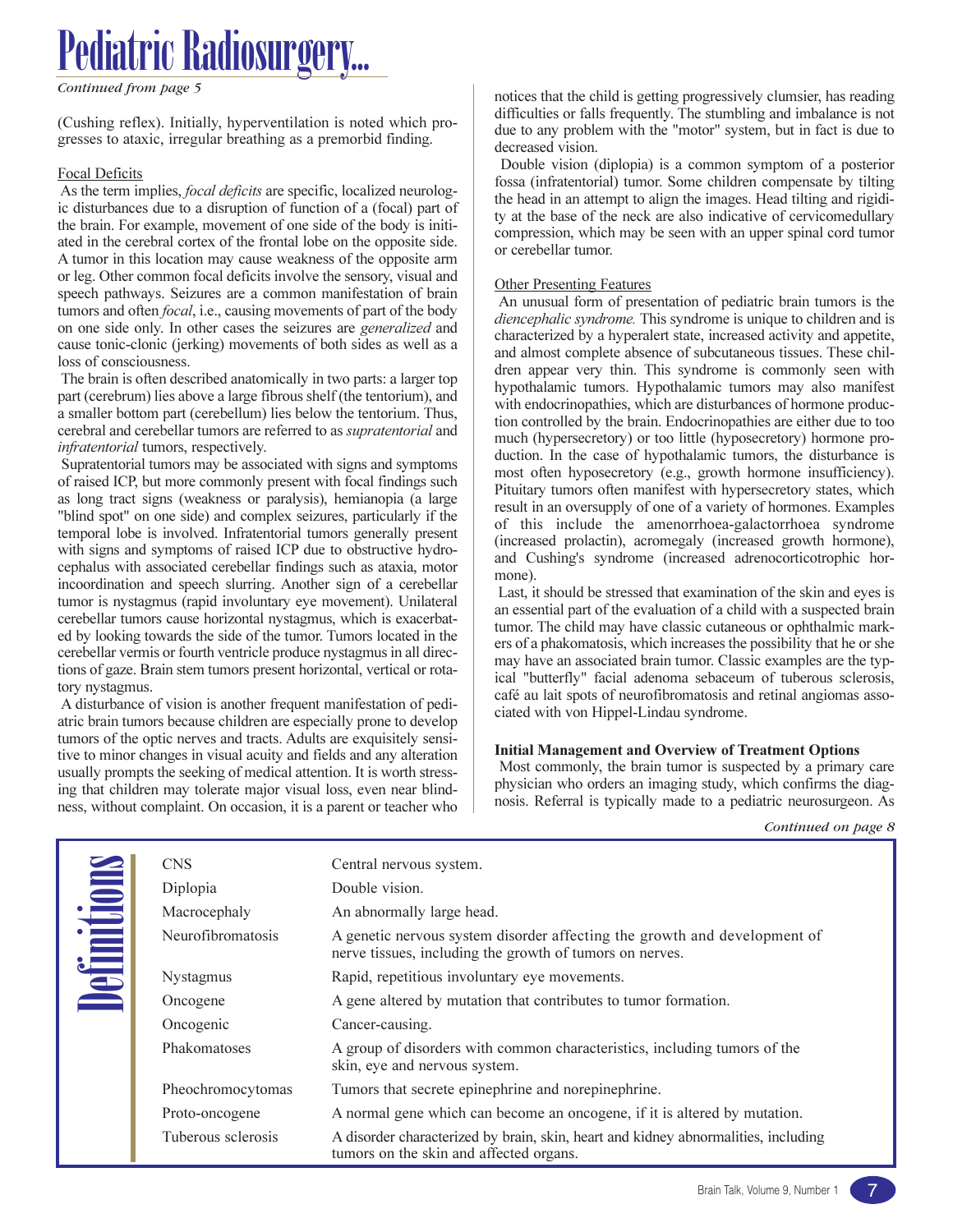# Pediatric Radiosurgery...

*Continued from page 5*

(Cushing reflex). Initially, hyperventilation is noted which progresses to ataxic, irregular breathing as a premorbid finding.

Focal Deficits

As the term implies, *focal deficits* are specific, localized neurologic disturbances due to a disruption of function of a (focal) part of the brain. For example, movement of one side of the body is initiated in the cerebral cortex of the frontal lobe on the opposite side. A tumor in this location may cause weakness of the opposite arm or leg. Other common focal deficits involve the sensory, visual and speech pathways. Seizures are a common manifestation of brain tumors and often *focal*, i.e., causing movements of part of the body on one side only. In other cases the seizures are *generalized* and cause tonic-clonic (jerking) movements of both sides as well as a loss of consciousness.

The brain is often described anatomically in two parts: a larger top part (cerebrum) lies above a large fibrous shelf (the tentorium), and a smaller bottom part (cerebellum) lies below the tentorium. Thus, cerebral and cerebellar tumors are referred to as *supratentorial* and *infratentorial* tumors, respectively.

Supratentorial tumors may be associated with signs and symptoms of raised ICP, but more commonly present with focal findings such as long tract signs (weakness or paralysis), hemianopia (a large "blind spot" on one side) and complex seizures, particularly if the temporal lobe is involved. Infratentorial tumors generally present with signs and symptoms of raised ICP due to obstructive hydrocephalus with associated cerebellar findings such as ataxia, motor incoordination and speech slurring. Another sign of a cerebellar tumor is nystagmus (rapid involuntary eye movement). Unilateral cerebellar tumors cause horizontal nystagmus, which is exacerbated by looking towards the side of the tumor. Tumors located in the cerebellar vermis or fourth ventricle produce nystagmus in all directions of gaze. Brain stem tumors present horizontal, vertical or rotatory nystagmus.

A disturbance of vision is another frequent manifestation of pediatric brain tumors because children are especially prone to develop tumors of the optic nerves and tracts. Adults are exquisitely sensitive to minor changes in visual acuity and fields and any alteration usually prompts the seeking of medical attention. It is worth stressing that children may tolerate major visual loss, even near blindness, without complaint. On occasion, it is a parent or teacher who notices that the child is getting progressively clumsier, has reading difficulties or falls frequently. The stumbling and imbalance is not due to any problem with the "motor" system, but in fact is due to decreased vision.

Double vision (diplopia) is a common symptom of a posterior fossa (infratentorial) tumor. Some children compensate by tilting the head in an attempt to align the images. Head tilting and rigidity at the base of the neck are also indicative of cervicomedullary compression, which may be seen with an upper spinal cord tumor or cerebellar tumor.

Other Presenting Features

An unusual form of presentation of pediatric brain tumors is the *diencephalic syndrome.* This syndrome is unique to children and is characterized by a hyperalert state, increased activity and appetite, and almost complete absence of subcutaneous tissues. These children appear very thin. This syndrome is commonly seen with hypothalamic tumors. Hypothalamic tumors may also manifest with endocrinopathies, which are disturbances of hormone production controlled by the brain. Endocrinopathies are either due to too much (hypersecretory) or too little (hyposecretory) hormone production. In the case of hypothalamic tumors, the disturbance is most often hyposecretory (e.g., growth hormone insufficiency). Pituitary tumors often manifest with hypersecretory states, which result in an oversupply of one of a variety of hormones. Examples of this include the amenorrhoea-galactorrhoea syndrome (increased prolactin), acromegaly (increased growth hormone), and Cushing's syndrome (increased adrenocorticotrophic hormone).

Last, it should be stressed that examination of the skin and eyes is an essential part of the evaluation of a child with a suspected brain tumor. The child may have classic cutaneous or ophthalmic markers of a phakomatosis, which increases the possibility that he or she may have an associated brain tumor. Classic examples are the typical "butterfly" facial adenoma sebaceum of tuberous sclerosis, café au lait spots of neurofibromatosis and retinal angiomas associated with von Hippel-Lindau syndrome.

**Initial Management and Overview of Treatment Options**

Most commonly, the brain tumor is suspected by a primary care physician who orders an imaging study, which confirms the diagnosis. Referral is typically made to a pediatric neurosurgeon. As

*Continued on page 8*

## Definitions

| Term | Definition |
|---|---|
| CNS | Central nervous system. |
| Diplopia | Double vision. |
| Macrocephaly | An abnormally large head. |
| Neurofibromatosis | A genetic nervous system disorder affecting the growth and development of nerve tissues, including the growth of tumors on nerves. |
| Nystagmus | Rapid, repetitious involuntary eye movements. |
| Oncogene | A gene altered by mutation that contributes to tumor formation. |
| Oncogenic | Cancer-causing. |
| Phakomatoses | A group of disorders with common characteristics, including tumors of the skin, eye and nervous system. |
| Pheochromocytomas | Tumors that secrete epinephrine and norepinephrine. |
| Proto-oncogene | A normal gene which can become an oncogene, if it is altered by mutation. |
| Tuberous sclerosis | A disorder characterized by brain, skin, heart and kidney abnormalities, including tumors on the skin and affected organs. |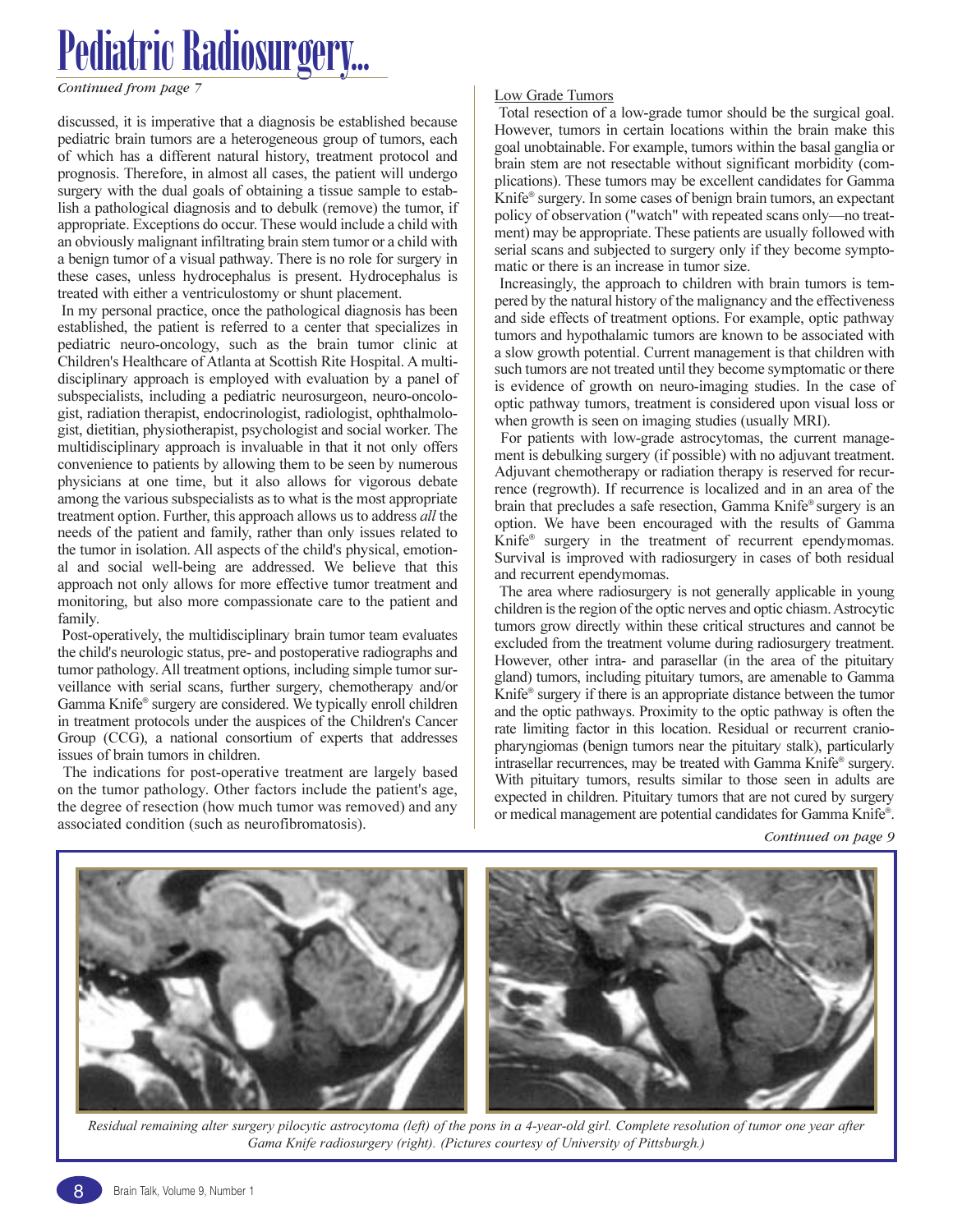# Pediatric Radiosurgery...

*Continued from page 7*

discussed, it is imperative that a diagnosis be established because pediatric brain tumors are a heterogeneous group of tumors, each of which has a different natural history, treatment protocol and prognosis. Therefore, in almost all cases, the patient will undergo surgery with the dual goals of obtaining a tissue sample to establish a pathological diagnosis and to debulk (remove) the tumor, if appropriate. Exceptions do occur. These would include a child with an obviously malignant infiltrating brain stem tumor or a child with a benign tumor of a visual pathway. There is no role for surgery in these cases, unless hydrocephalus is present. Hydrocephalus is treated with either a ventriculostomy or shunt placement.

In my personal practice, once the pathological diagnosis has been established, the patient is referred to a center that specializes in pediatric neuro-oncology, such as the brain tumor clinic at Children's Healthcare of Atlanta at Scottish Rite Hospital. A multidisciplinary approach is employed with evaluation by a panel of subspecialists, including a pediatric neurosurgeon, neuro-oncologist, radiation therapist, endocrinologist, radiologist, ophthalmologist, dietitian, physiotherapist, psychologist and social worker. The multidisciplinary approach is invaluable in that it not only offers convenience to patients by allowing them to be seen by numerous physicians at one time, but it also allows for vigorous debate among the various subspecialists as to what is the most appropriate treatment option. Further, this approach allows us to address *all* the needs of the patient and family, rather than only issues related to the tumor in isolation. All aspects of the child's physical, emotional and social well-being are addressed. We believe that this approach not only allows for more effective tumor treatment and monitoring, but also more compassionate care to the patient and family.

Post-operatively, the multidisciplinary brain tumor team evaluates the child's neurologic status, pre- and postoperative radiographs and tumor pathology. All treatment options, including simple tumor surveillance with serial scans, further surgery, chemotherapy and/or Gamma Knife® surgery are considered. We typically enroll children in treatment protocols under the auspices of the Children's Cancer Group (CCG), a national consortium of experts that addresses issues of brain tumors in children.

The indications for post-operative treatment are largely based on the tumor pathology. Other factors include the patient's age, the degree of resection (how much tumor was removed) and any associated condition (such as neurofibromatosis).

Low Grade Tumors

Total resection of a low-grade tumor should be the surgical goal. However, tumors in certain locations within the brain make this goal unobtainable. For example, tumors within the basal ganglia or brain stem are not resectable without significant morbidity (complications). These tumors may be excellent candidates for Gamma Knife® surgery. In some cases of benign brain tumors, an expectant policy of observation ("watch" with repeated scans only—no treatment) may be appropriate. These patients are usually followed with serial scans and subjected to surgery only if they become symptomatic or there is an increase in tumor size.

Increasingly, the approach to children with brain tumors is tempered by the natural history of the malignancy and the effectiveness and side effects of treatment options. For example, optic pathway tumors and hypothalamic tumors are known to be associated with a slow growth potential. Current management is that children with such tumors are not treated until they become symptomatic or there is evidence of growth on neuro-imaging studies. In the case of optic pathway tumors, treatment is considered upon visual loss or when growth is seen on imaging studies (usually MRI).

For patients with low-grade astrocytomas, the current management is debulking surgery (if possible) with no adjuvant treatment. Adjuvant chemotherapy or radiation therapy is reserved for recurrence (regrowth). If recurrence is localized and in an area of the brain that precludes a safe resection, Gamma Knife® surgery is an option. We have been encouraged with the results of Gamma Knife® surgery in the treatment of recurrent ependymomas. Survival is improved with radiosurgery in cases of both residual and recurrent ependymomas.

The area where radiosurgery is not generally applicable in young children is the region of the optic nerves and optic chiasm. Astrocytic tumors grow directly within these critical structures and cannot be excluded from the treatment volume during radiosurgery treatment. However, other intra- and parasellar (in the area of the pituitary gland) tumors, including pituitary tumors, are amenable to Gamma Knife® surgery if there is an appropriate distance between the tumor and the optic pathways. Proximity to the optic pathway is often the rate limiting factor in this location. Residual or recurrent craniopharyngiomas (benign tumors near the pituitary stalk), particularly intrasellar recurrences, may be treated with Gamma Knife® surgery. With pituitary tumors, results similar to those seen in adults are expected in children. Pituitary tumors that are not cured by surgery or medical management are potential candidates for Gamma Knife®.

*Continued on page 9*

*Residual remaining alter surgery pilocytic astrocytoma (left) of the pons in a 4-year-old girl. Complete resolution of tumor one year after Gama Knife radiosurgery (right). (Pictures courtesy of University of Pittsburgh.)*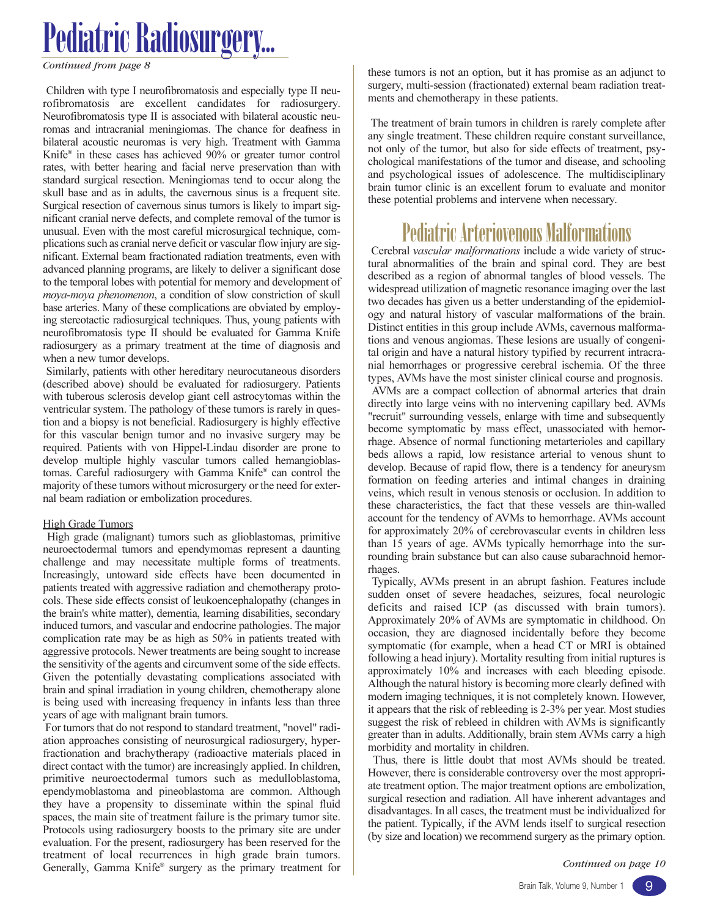# Pediatric Radiosurgery...

*Continued from page 8*

Children with type I neurofibromatosis and especially type II neurofibromatosis are excellent candidates for radiosurgery. Neurofibromatosis type II is associated with bilateral acoustic neuromas and intracranial meningiomas. The chance for deafness in bilateral acoustic neuromas is very high. Treatment with Gamma Knife® in these cases has achieved 90% or greater tumor control rates, with better hearing and facial nerve preservation than with standard surgical resection. Meningiomas tend to occur along the skull base and as in adults, the cavernous sinus is a frequent site. Surgical resection of cavernous sinus tumors is likely to impart significant cranial nerve defects, and complete removal of the tumor is unusual. Even with the most careful microsurgical technique, complications such as cranial nerve deficit or vascular flow injury are significant. External beam fractionated radiation treatments, even with advanced planning programs, are likely to deliver a significant dose to the temporal lobes with potential for memory and development of *moya-moya phenomenon*, a condition of slow constriction of skull base arteries. Many of these complications are obviated by employing stereotactic radiosurgical techniques. Thus, young patients with neurofibromatosis type II should be evaluated for Gamma Knife radiosurgery as a primary treatment at the time of diagnosis and when a new tumor develops.

Similarly, patients with other hereditary neurocutaneous disorders (described above) should be evaluated for radiosurgery. Patients with tuberous sclerosis develop giant cell astrocytomas within the ventricular system. The pathology of these tumors is rarely in question and a biopsy is not beneficial. Radiosurgery is highly effective for this vascular benign tumor and no invasive surgery may be required. Patients with von Hippel-Lindau disorder are prone to develop multiple highly vascular tumors called hemangioblastomas. Careful radiosurgery with Gamma Knife® can control the majority of these tumors without microsurgery or the need for external beam radiation or embolization procedures.

### High Grade Tumors

High grade (malignant) tumors such as glioblastomas, primitive neuroectodermal tumors and ependymomas represent a daunting challenge and may necessitate multiple forms of treatments. Increasingly, untoward side effects have been documented in patients treated with aggressive radiation and chemotherapy protocols. These side effects consist of leukoencephalopathy (changes in the brain's white matter), dementia, learning disabilities, secondary induced tumors, and vascular and endocrine pathologies. The major complication rate may be as high as 50% in patients treated with aggressive protocols. Newer treatments are being sought to increase the sensitivity of the agents and circumvent some of the side effects. Given the potentially devastating complications associated with brain and spinal irradiation in young children, chemotherapy alone is being used with increasing frequency in infants less than three years of age with malignant brain tumors.

For tumors that do not respond to standard treatment, "novel" radiation approaches consisting of neurosurgical radiosurgery, hyperfractionation and brachytherapy (radioactive materials placed in direct contact with the tumor) are increasingly applied. In children, primitive neuroectodermal tumors such as medulloblastoma, ependymoblastoma and pineoblastoma are common. Although they have a propensity to disseminate within the spinal fluid spaces, the main site of treatment failure is the primary tumor site. Protocols using radiosurgery boosts to the primary site are under evaluation. For the present, radiosurgery has been reserved for the treatment of local recurrences in high grade brain tumors. Generally, Gamma Knife® surgery as the primary treatment for these tumors is not an option, but it has promise as an adjunct to surgery, multi-session (fractionated) external beam radiation treatments and chemotherapy in these patients.

The treatment of brain tumors in children is rarely complete after any single treatment. These children require constant surveillance, not only of the tumor, but also for side effects of treatment, psychological manifestations of the tumor and disease, and schooling and psychological issues of adolescence. The multidisciplinary brain tumor clinic is an excellent forum to evaluate and monitor these potential problems and intervene when necessary.

## Pediatric Arteriovenous Malformations

Cerebral *vascular malformations* include a wide variety of structural abnormalities of the brain and spinal cord. They are best described as a region of abnormal tangles of blood vessels. The widespread utilization of magnetic resonance imaging over the last two decades has given us a better understanding of the epidemiology and natural history of vascular malformations of the brain. Distinct entities in this group include AVMs, cavernous malformations and venous angiomas. These lesions are usually of congenital origin and have a natural history typified by recurrent intracranial hemorrhages or progressive cerebral ischemia. Of the three types, AVMs have the most sinister clinical course and prognosis.

AVMs are a compact collection of abnormal arteries that drain directly into large veins with no intervening capillary bed. AVMs "recruit" surrounding vessels, enlarge with time and subsequently become symptomatic by mass effect, unassociated with hemorrhage. Absence of normal functioning metarterioles and capillary beds allows a rapid, low resistance arterial to venous shunt to develop. Because of rapid flow, there is a tendency for aneurysm formation on feeding arteries and intimal changes in draining veins, which result in venous stenosis or occlusion. In addition to these characteristics, the fact that these vessels are thin-walled account for the tendency of AVMs to hemorrhage. AVMs account for approximately 20% of cerebrovascular events in children less than 15 years of age. AVMs typically hemorrhage into the surrounding brain substance but can also cause subarachnoid hemorrhages.

Typically, AVMs present in an abrupt fashion. Features include sudden onset of severe headaches, seizures, focal neurologic deficits and raised ICP (as discussed with brain tumors). Approximately 20% of AVMs are symptomatic in childhood. On occasion, they are diagnosed incidentally before they become symptomatic (for example, when a head CT or MRI is obtained following a head injury). Mortality resulting from initial ruptures is approximately 10% and increases with each bleeding episode. Although the natural history is becoming more clearly defined with modern imaging techniques, it is not completely known. However, it appears that the risk of rebleeding is 2-3% per year. Most studies suggest the risk of rebleed in children with AVMs is significantly greater than in adults. Additionally, brain stem AVMs carry a high morbidity and mortality in children.

Thus, there is little doubt that most AVMs should be treated. However, there is considerable controversy over the most appropriate treatment option. The major treatment options are embolization, surgical resection and radiation. All have inherent advantages and disadvantages. In all cases, the treatment must be individualized for the patient. Typically, if the AVM lends itself to surgical resection (by size and location) we recommend surgery as the primary option.

*Continued on page 10*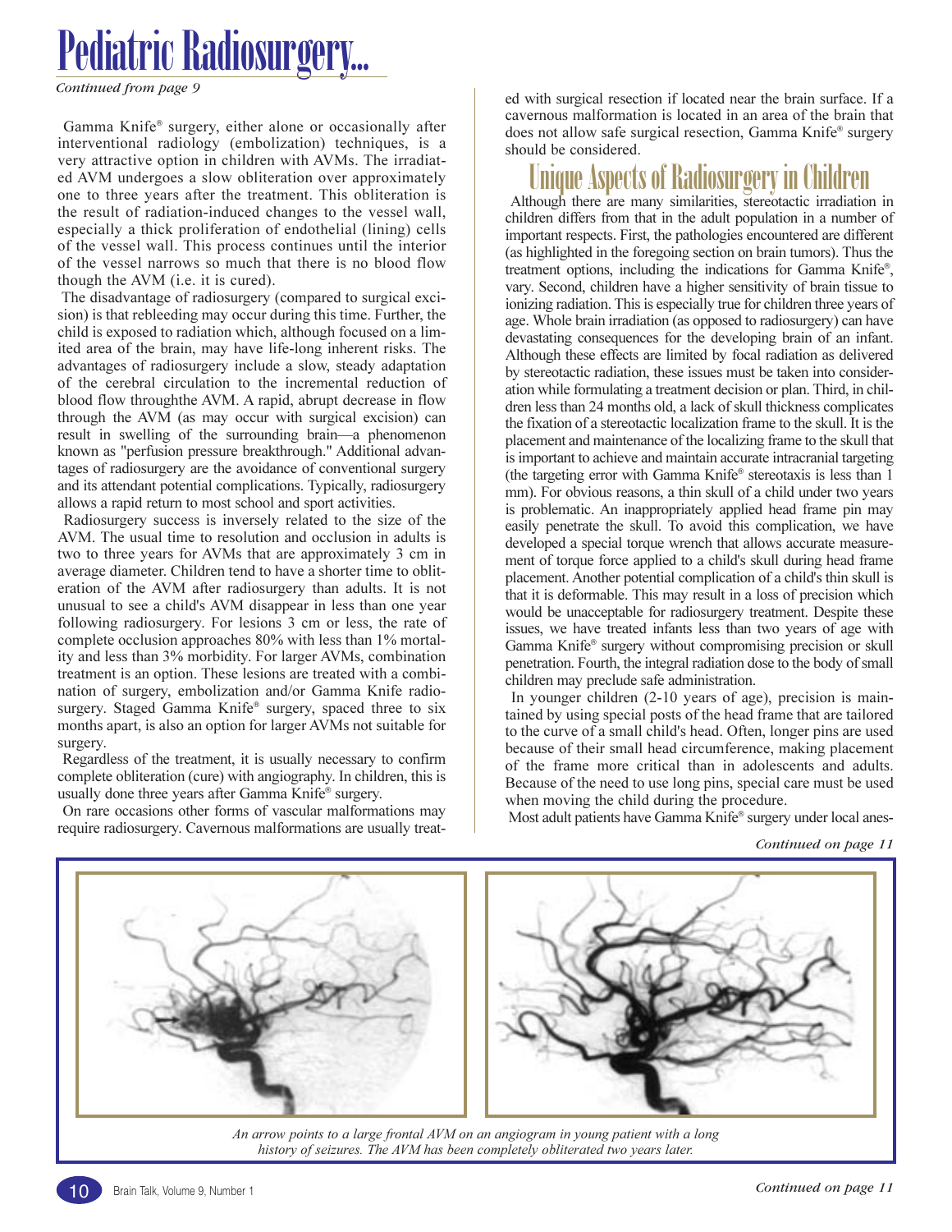# Pediatric Radiosurgery...

*Continued from page 9*

Gamma Knife® surgery, either alone or occasionally after interventional radiology (embolization) techniques, is a very attractive option in children with AVMs. The irradiated AVM undergoes a slow obliteration over approximately one to three years after the treatment. This obliteration is the result of radiation-induced changes to the vessel wall, especially a thick proliferation of endothelial (lining) cells of the vessel wall. This process continues until the interior of the vessel narrows so much that there is no blood flow though the AVM (i.e. it is cured).

The disadvantage of radiosurgery (compared to surgical excision) is that rebleeding may occur during this time. Further, the child is exposed to radiation which, although focused on a limited area of the brain, may have life-long inherent risks. The advantages of radiosurgery include a slow, steady adaptation of the cerebral circulation to the incremental reduction of blood flow throughthe AVM. A rapid, abrupt decrease in flow through the AVM (as may occur with surgical excision) can result in swelling of the surrounding brain—a phenomenon known as "perfusion pressure breakthrough." Additional advantages of radiosurgery are the avoidance of conventional surgery and its attendant potential complications. Typically, radiosurgery allows a rapid return to most school and sport activities.

Radiosurgery success is inversely related to the size of the AVM. The usual time to resolution and occlusion in adults is two to three years for AVMs that are approximately 3 cm in average diameter. Children tend to have a shorter time to obliteration of the AVM after radiosurgery than adults. It is not unusual to see a child's AVM disappear in less than one year following radiosurgery. For lesions 3 cm or less, the rate of complete occlusion approaches 80% with less than 1% mortality and less than 3% morbidity. For larger AVMs, combination treatment is an option. These lesions are treated with a combination of surgery, embolization and/or Gamma Knife radiosurgery. Staged Gamma Knife® surgery, spaced three to six months apart, is also an option for larger AVMs not suitable for surgery.

Regardless of the treatment, it is usually necessary to confirm complete obliteration (cure) with angiography. In children, this is usually done three years after Gamma Knife® surgery.

On rare occasions other forms of vascular malformations may require radiosurgery. Cavernous malformations are usually treated with surgical resection if located near the brain surface. If a cavernous malformation is located in an area of the brain that does not allow safe surgical resection, Gamma Knife® surgery should be considered.

## Unique Aspects of Radiosurgery in Children

Although there are many similarities, stereotactic irradiation in children differs from that in the adult population in a number of important respects. First, the pathologies encountered are different (as highlighted in the foregoing section on brain tumors). Thus the treatment options, including the indications for Gamma Knife®, vary. Second, children have a higher sensitivity of brain tissue to ionizing radiation. This is especially true for children three years of age. Whole brain irradiation (as opposed to radiosurgery) can have devastating consequences for the developing brain of an infant. Although these effects are limited by focal radiation as delivered by stereotactic radiation, these issues must be taken into consideration while formulating a treatment decision or plan. Third, in children less than 24 months old, a lack of skull thickness complicates the fixation of a stereotactic localization frame to the skull. It is the placement and maintenance of the localizing frame to the skull that is important to achieve and maintain accurate intracranial targeting (the targeting error with Gamma Knife® stereotaxis is less than 1 mm). For obvious reasons, a thin skull of a child under two years is problematic. An inappropriately applied head frame pin may easily penetrate the skull. To avoid this complication, we have developed a special torque wrench that allows accurate measurement of torque force applied to a child's skull during head frame placement. Another potential complication of a child's thin skull is that it is deformable. This may result in a loss of precision which would be unacceptable for radiosurgery treatment. Despite these issues, we have treated infants less than two years of age with Gamma Knife® surgery without compromising precision or skull penetration. Fourth, the integral radiation dose to the body of small children may preclude safe administration.

In younger children (2-10 years of age), precision is maintained by using special posts of the head frame that are tailored to the curve of a small child's head. Often, longer pins are used because of their small head circumference, making placement of the frame more critical than in adolescents and adults. Because of the need to use long pins, special care must be used when moving the child during the procedure.

Most adult patients have Gamma Knife® surgery under local anes-

*Continued on page 11*

*An arrow points to a large frontal AVM on an angiogram in young patient with a long history of seizures. The AVM has been completely obliterated two years later.*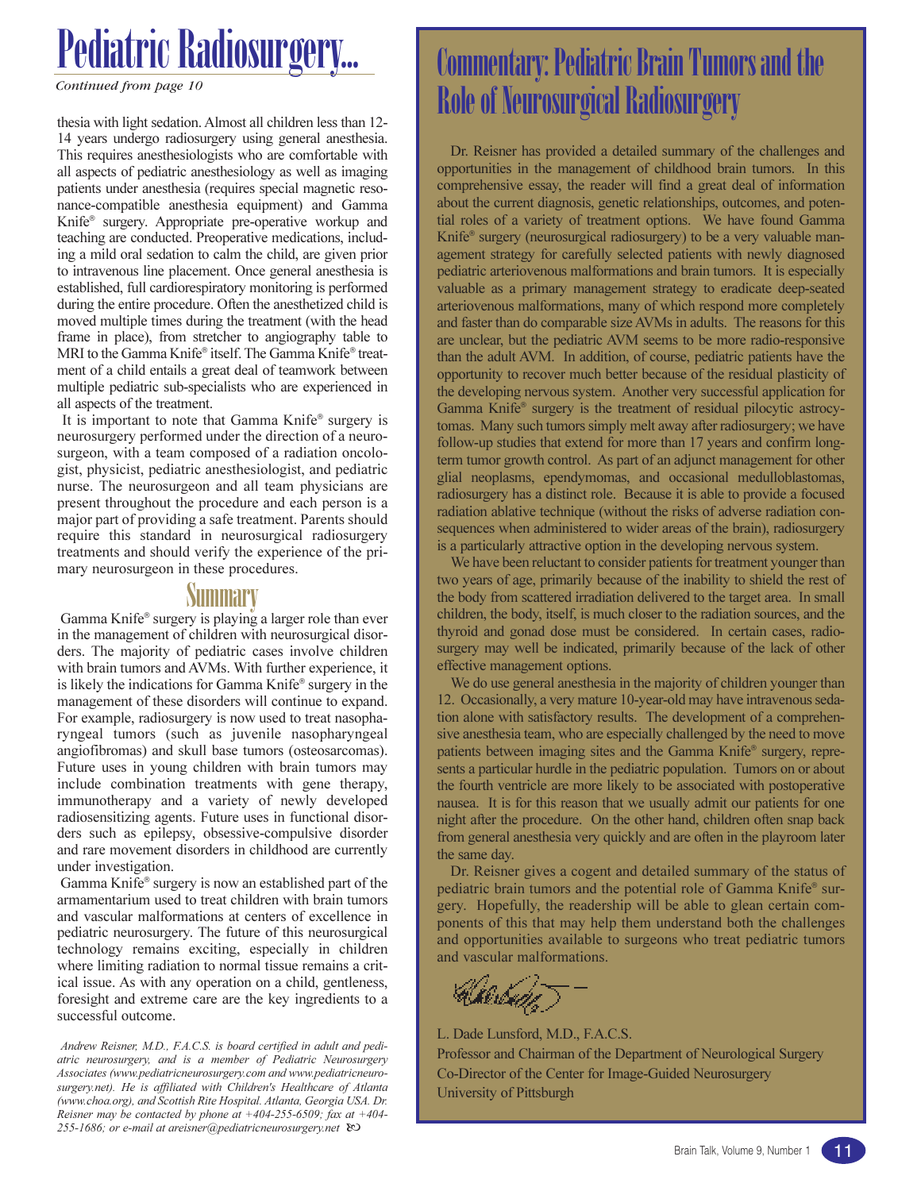# Pediatric Radiosurgery...

*Continued from page 10*

thesia with light sedation. Almost all children less than 12-14 years undergo radiosurgery using general anesthesia. This requires anesthesiologists who are comfortable with all aspects of pediatric anesthesiology as well as imaging patients under anesthesia (requires special magnetic resonance-compatible anesthesia equipment) and Gamma Knife® surgery. Appropriate pre-operative workup and teaching are conducted. Preoperative medications, including a mild oral sedation to calm the child, are given prior to intravenous line placement. Once general anesthesia is established, full cardiorespiratory monitoring is performed during the entire procedure. Often the anesthetized child is moved multiple times during the treatment (with the head frame in place), from stretcher to angiography table to MRI to the Gamma Knife® itself. The Gamma Knife® treatment of a child entails a great deal of teamwork between multiple pediatric sub-specialists who are experienced in all aspects of the treatment.

It is important to note that Gamma Knife® surgery is neurosurgery performed under the direction of a neurosurgeon, with a team composed of a radiation oncologist, physicist, pediatric anesthesiologist, and pediatric nurse. The neurosurgeon and all team physicians are present throughout the procedure and each person is a major part of providing a safe treatment. Parents should require this standard in neurosurgical radiosurgery treatments and should verify the experience of the primary neurosurgeon in these procedures.

## Summary

Gamma Knife® surgery is playing a larger role than ever in the management of children with neurosurgical disorders. The majority of pediatric cases involve children with brain tumors and AVMs. With further experience, it is likely the indications for Gamma Knife® surgery in the management of these disorders will continue to expand. For example, radiosurgery is now used to treat nasopharyngeal tumors (such as juvenile nasopharyngeal angiofibromas) and skull base tumors (osteosarcomas). Future uses in young children with brain tumors may include combination treatments with gene therapy, immunotherapy and a variety of newly developed radiosensitizing agents. Future uses in functional disorders such as epilepsy, obsessive-compulsive disorder and rare movement disorders in childhood are currently under investigation.

Gamma Knife® surgery is now an established part of the armamentarium used to treat children with brain tumors and vascular malformations at centers of excellence in pediatric neurosurgery. The future of this neurosurgical technology remains exciting, especially in children where limiting radiation to normal tissue remains a critical issue. As with any operation on a child, gentleness, foresight and extreme care are the key ingredients to a successful outcome.

*Andrew Reisner, M.D., F.A.C.S. is board certified in adult and pediatric neurosurgery, and is a member of Pediatric Neurosurgery Associates (www.pediatricneurosurgery.com and www.pediatricneurosurgery.net). He is affiliated with Children's Healthcare of Atlanta (www.choa.org), and Scottish Rite Hospital. Atlanta, Georgia USA. Dr. Reisner may be contacted by phone at +404-255-6509; fax at +404-255-1686; or e-mail at areisner@pediatricneurosurgery.net*

# Commentary: Pediatric Brain Tumors and the Role of Neurosurgical Radiosurgery

Dr. Reisner has provided a detailed summary of the challenges and opportunities in the management of childhood brain tumors. In this comprehensive essay, the reader will find a great deal of information about the current diagnosis, genetic relationships, outcomes, and potential roles of a variety of treatment options. We have found Gamma Knife® surgery (neurosurgical radiosurgery) to be a very valuable management strategy for carefully selected patients with newly diagnosed pediatric arteriovenous malformations and brain tumors. It is especially valuable as a primary management strategy to eradicate deep-seated arteriovenous malformations, many of which respond more completely and faster than do comparable size AVMs in adults. The reasons for this are unclear, but the pediatric AVM seems to be more radio-responsive than the adult AVM. In addition, of course, pediatric patients have the opportunity to recover much better because of the residual plasticity of the developing nervous system. Another very successful application for Gamma Knife® surgery is the treatment of residual pilocytic astrocytomas. Many such tumors simply melt away after radiosurgery; we have follow-up studies that extend for more than 17 years and confirm long-term tumor growth control. As part of an adjunct management for other glial neoplasms, ependymomas, and occasional medulloblastomas, radiosurgery has a distinct role. Because it is able to provide a focused radiation ablative technique (without the risks of adverse radiation consequences when administered to wider areas of the brain), radiosurgery is a particularly attractive option in the developing nervous system.

We have been reluctant to consider patients for treatment younger than two years of age, primarily because of the inability to shield the rest of the body from scattered irradiation delivered to the target area. In small children, the body, itself, is much closer to the radiation sources, and the thyroid and gonad dose must be considered. In certain cases, radiosurgery may well be indicated, primarily because of the lack of other effective management options.

We do use general anesthesia in the majority of children younger than 12. Occasionally, a very mature 10-year-old may have intravenous sedation alone with satisfactory results. The development of a comprehensive anesthesia team, who are especially challenged by the need to move patients between imaging sites and the Gamma Knife® surgery, represents a particular hurdle in the pediatric population. Tumors on or about the fourth ventricle are more likely to be associated with postoperative nausea. It is for this reason that we usually admit our patients for one night after the procedure. On the other hand, children often snap back from general anesthesia very quickly and are often in the playroom later the same day.

Dr. Reisner gives a cogent and detailed summary of the status of pediatric brain tumors and the potential role of Gamma Knife® surgery. Hopefully, the readership will be able to glean certain components of this that may help them understand both the challenges and opportunities available to surgeons who treat pediatric tumors and vascular malformations.

L. Dade Lunsford, M.D., F.A.C.S.
Professor and Chairman of the Department of Neurological Surgery
Co-Director of the Center for Image-Guided Neurosurgery
University of Pittsburgh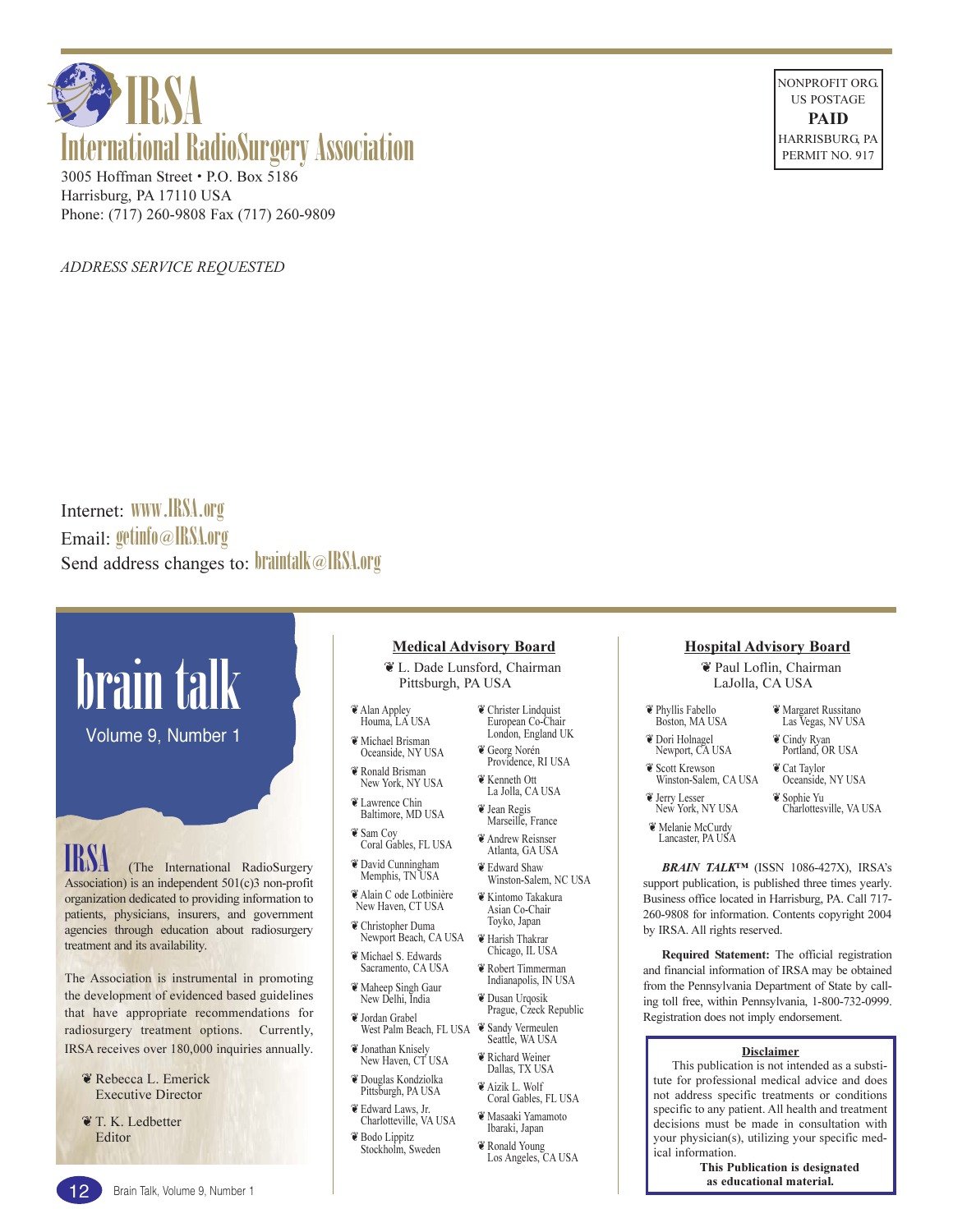# IRSA

## International RadioSurgery Association

3005 Hoffman Street • P.O. Box 5186
Harrisburg, PA 17110 USA
Phone: (717) 260-9808 Fax (717) 260-9809

NONPROFIT ORG.
US POSTAGE
**PAID**
HARRISBURG, PA
PERMIT NO. 917

*ADDRESS SERVICE REQUESTED*

Internet: www.IRSA.org
Email: getinfo@IRSA.org
Send address changes to: braintalk@IRSA.org

# brain talk

Volume 9, Number 1

**IRSA** (The International RadioSurgery Association) is an independent 501(c)3 non-profit organization dedicated to providing information to patients, physicians, insurers, and government agencies through education about radiosurgery treatment and its availability.

The Association is instrumental in promoting the development of evidenced based guidelines that have appropriate recommendations for radiosurgery treatment options. Currently, IRSA receives over 180,000 inquiries annually.

- Rebecca L. Emerick
  Executive Director
- T. K. Ledbetter
  Editor

## Medical Advisory Board

- L. Dade Lunsford, Chairman
  Pittsburgh, PA USA

- Alan Appley
  Houma, LA USA
- Michael Brisman
  Oceanside, NY USA
- Ronald Brisman
  New York, NY USA
- Lawrence Chin
  Baltimore, MD USA
- Sam Coy
  Coral Gables, FL USA
- David Cunningham
  Memphis, TN USA
- Alain C ode Lotbinière
  New Haven, CT USA
- Christopher Duma
  Newport Beach, CA USA
- Michael S. Edwards
  Sacramento, CA USA
- Maheep Singh Gaur
  New Delhi, India
- Jordan Grabel
  West Palm Beach, FL USA
- Jonathan Knisely
  New Haven, CT USA
- Douglas Kondziolka
  Pittsburgh, PA USA
- Edward Laws, Jr.
  Charlotteville, VA USA
- Bodo Lippitz
  Stockholm, Sweden
- Christer Lindquist
  European Co-Chair
  London, England UK
- Georg Norén
  Providence, RI USA
- Kenneth Ott
  La Jolla, CA USA
- Jean Regis
  Marseille, France
- Andrew Reisner
  Atlanta, GA USA
- Edward Shaw
  Winston-Salem, NC USA
- Kintomo Takakura
  Asian Co-Chair
  Toyko, Japan
- Harish Thakrar
  Chicago, IL USA
- Robert Timmerman
  Indianapolis, IN USA
- Dusan Urqosik
  Prague, Czeck Republic
- Sandy Vermeulen
  Seattle, WA USA
- Richard Weiner
  Dallas, TX USA
- Aizik L. Wolf
  Coral Gables, FL USA
- Masaaki Yamamoto
  Ibaraki, Japan
- Ronald Young
  Los Angeles, CA USA

## Hospital Advisory Board

- Paul Loflin, Chairman
  LaJolla, CA USA

- Phyllis Fabello
  Boston, MA USA
- Dori Holnagel
  Newport, CA USA
- Scott Krewson
  Winston-Salem, CA USA
- Jerry Lesser
  New York, NY USA
- Melanie McCurdy
  Lancaster, PA USA
- Margaret Russitano
  Las Vegas, NV USA
- Cindy Ryan
  Portland, OR USA
- Cat Taylor
  Oceanside, NY USA
- Sophie Yu
  Charlottesville, VA USA

***BRAIN TALK™*** (ISSN 1086-427X), IRSA's support publication, is published three times yearly. Business office located in Harrisburg, PA. Call 717-260-9808 for information. Contents copyright 2004 by IRSA. All rights reserved.

**Required Statement:** The official registration and financial information of IRSA may be obtained from the Pennsylvania Department of State by calling toll free, within Pennsylvania, 1-800-732-0999. Registration does not imply endorsement.

**Disclaimer**

This publication is not intended as a substitute for professional medical advice and does not address specific treatments or conditions specific to any patient. All health and treatment decisions must be made in consultation with your physician(s), utilizing your specific medical information.

**This Publication is designated as educational material.**